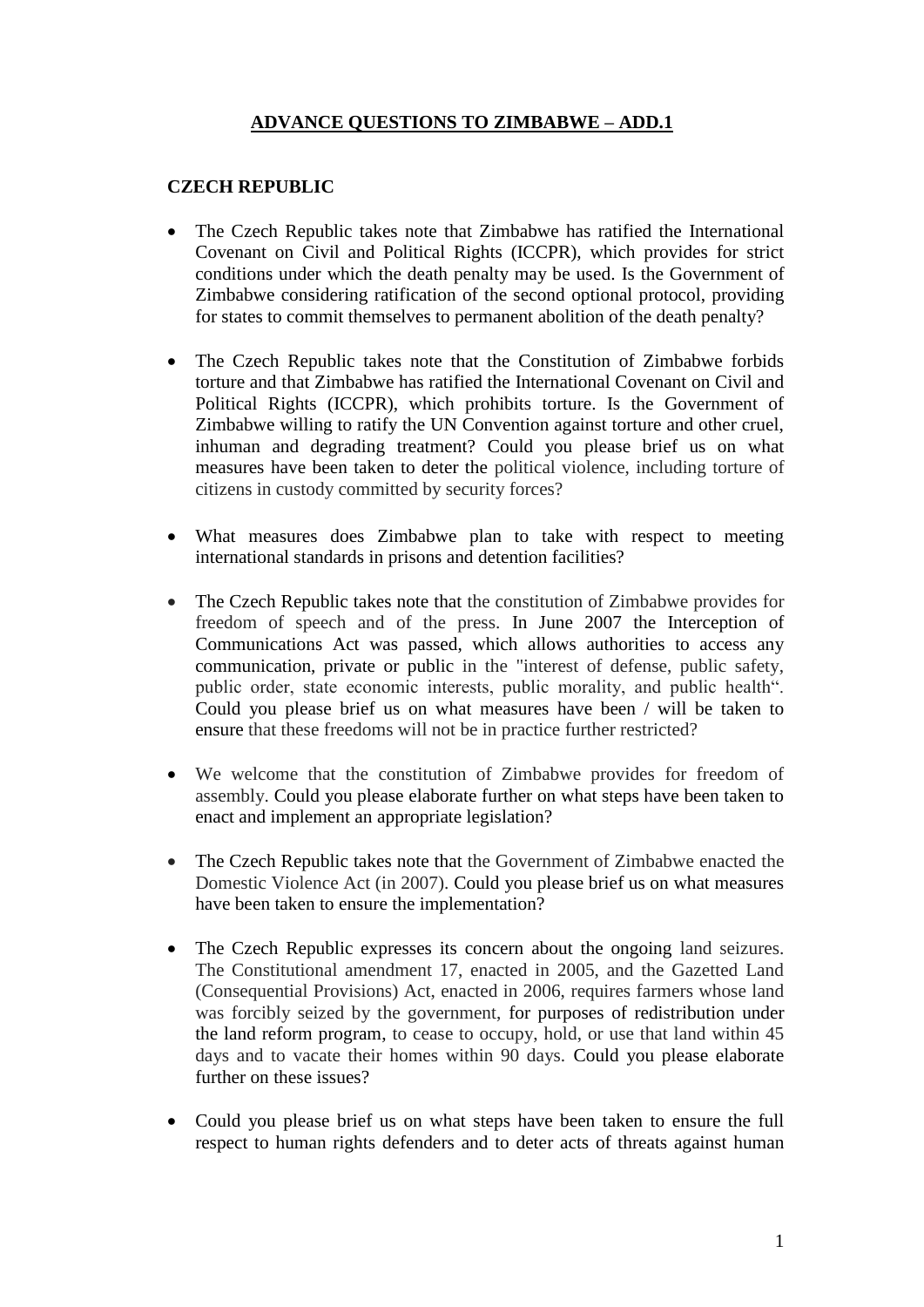# ADVANCE QUESTIONS TO ZIMBABWE – ADD.1

## CZECH REPUBLIC

- The Czech Republic takes note that Zimbabwe has ratified the International Covenant on Civil and Political Rights (ICCPR), which provides for strict conditions under which the death penalty may be used. Is the Government of Zimbabwe considering ratification of the second optional protocol, providing for states to commit themselves to permanent abolition of the death penalty?

- The Czech Republic takes note that the Constitution of Zimbabwe forbids torture and that Zimbabwe has ratified the International Covenant on Civil and Political Rights (ICCPR), which prohibits torture. Is the Government of Zimbabwe willing to ratify the UN Convention against torture and other cruel, inhuman and degrading treatment? Could you please brief us on what measures have been taken to deter the political violence, including torture of citizens in custody committed by security forces?

- What measures does Zimbabwe plan to take with respect to meeting international standards in prisons and detention facilities?

- The Czech Republic takes note that the constitution of Zimbabwe provides for freedom of speech and of the press. In June 2007 the Interception of Communications Act was passed, which allows authorities to access any communication, private or public in the "interest of defense, public safety, public order, state economic interests, public morality, and public health". Could you please brief us on what measures have been / will be taken to ensure that these freedoms will not be in practice further restricted?

- We welcome that the constitution of Zimbabwe provides for freedom of assembly. Could you please elaborate further on what steps have been taken to enact and implement an appropriate legislation?

- The Czech Republic takes note that the Government of Zimbabwe enacted the Domestic Violence Act (in 2007). Could you please brief us on what measures have been taken to ensure the implementation?

- The Czech Republic expresses its concern about the ongoing land seizures. The Constitutional amendment 17, enacted in 2005, and the Gazetted Land (Consequential Provisions) Act, enacted in 2006, requires farmers whose land was forcibly seized by the government, for purposes of redistribution under the land reform program, to cease to occupy, hold, or use that land within 45 days and to vacate their homes within 90 days. Could you please elaborate further on these issues?

- Could you please brief us on what steps have been taken to ensure the full respect to human rights defenders and to deter acts of threats against human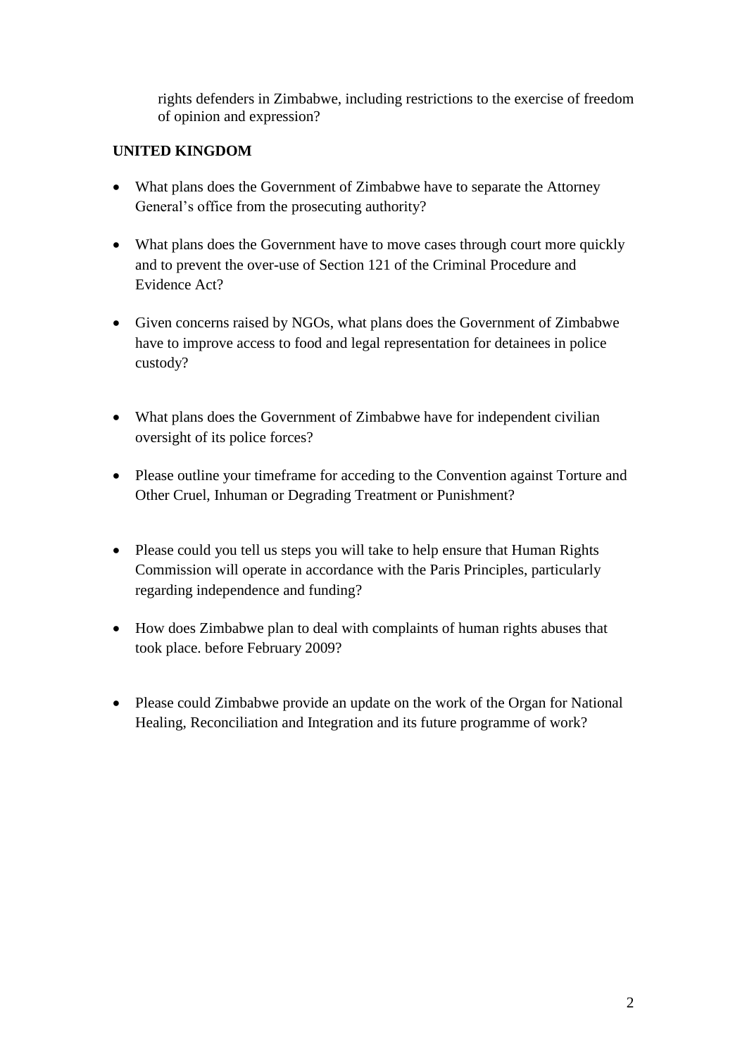rights defenders in Zimbabwe, including restrictions to the exercise of freedom of opinion and expression?

**UNITED KINGDOM**

- What plans does the Government of Zimbabwe have to separate the Attorney General's office from the prosecuting authority?
- What plans does the Government have to move cases through court more quickly and to prevent the over-use of Section 121 of the Criminal Procedure and Evidence Act?
- Given concerns raised by NGOs, what plans does the Government of Zimbabwe have to improve access to food and legal representation for detainees in police custody?
- What plans does the Government of Zimbabwe have for independent civilian oversight of its police forces?
- Please outline your timeframe for acceding to the Convention against Torture and Other Cruel, Inhuman or Degrading Treatment or Punishment?
- Please could you tell us steps you will take to help ensure that Human Rights Commission will operate in accordance with the Paris Principles, particularly regarding independence and funding?
- How does Zimbabwe plan to deal with complaints of human rights abuses that took place. before February 2009?
- Please could Zimbabwe provide an update on the work of the Organ for National Healing, Reconciliation and Integration and its future programme of work?